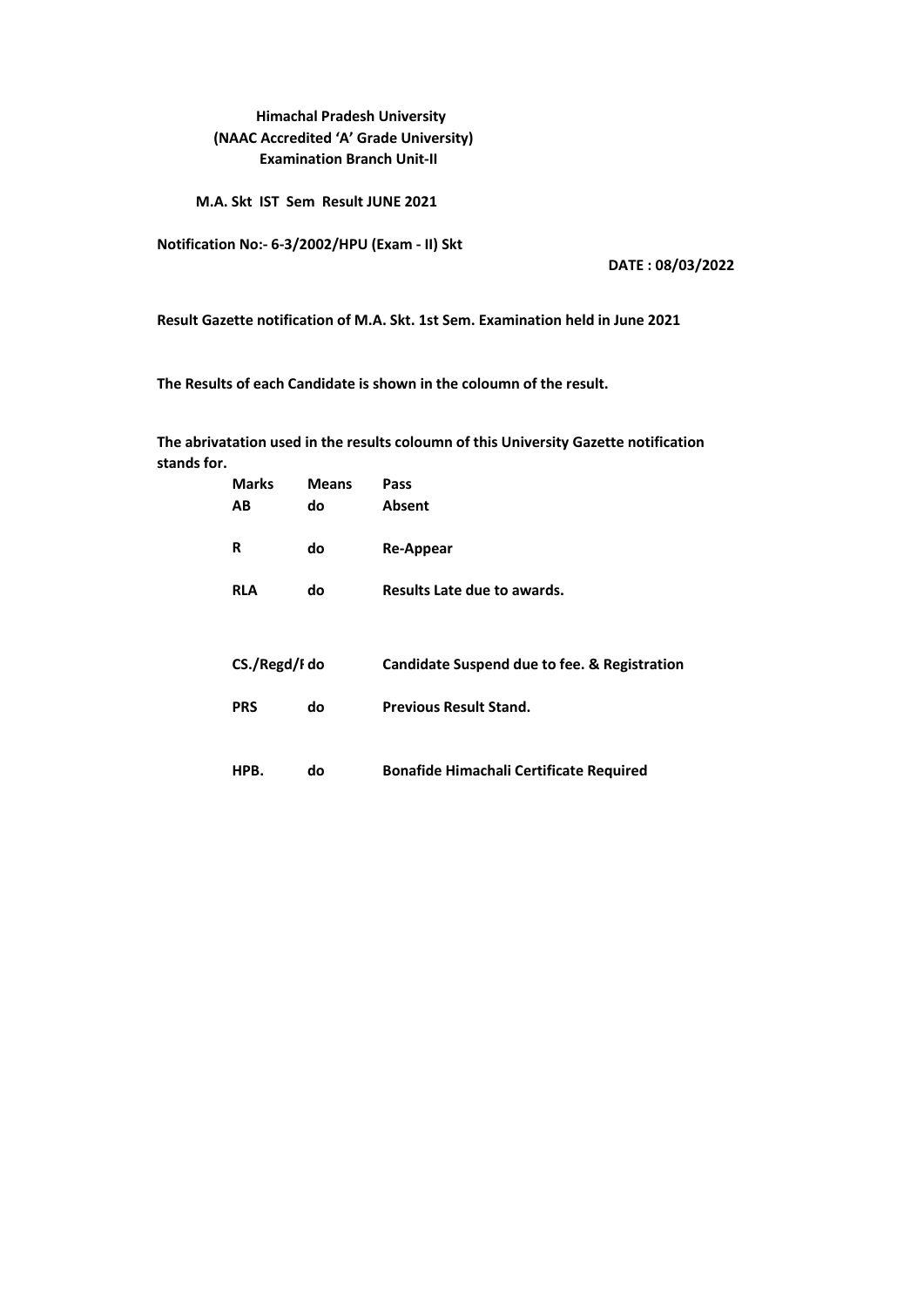**Himachal Pradesh University**
**(NAAC Accredited 'A' Grade University)**
**Examination Branch Unit-II**

**M.A. Skt IST Sem Result JUNE 2021**

**Notification No:- 6-3/2002/HPU (Exam - II) Skt**

**DATE : 08/03/2022**

**Result Gazette notification of M.A. Skt. 1st Sem. Examination held in June 2021**

**The Results of each Candidate is shown in the coloumn of the result.**

**The abrivatation used in the results coloumn of this University Gazette notification stands for.**

| Marks | Means | Pass |
|---|---|---|
| AB | do | Absent |
| R | do | Re-Appear |
| RLA | do | Results Late due to awards. |
| CS./Regd/I | do | Candidate Suspend due to fee. & Registration |
| PRS | do | Previous Result Stand. |
| HPB. | do | Bonafide Himachali Certificate Required |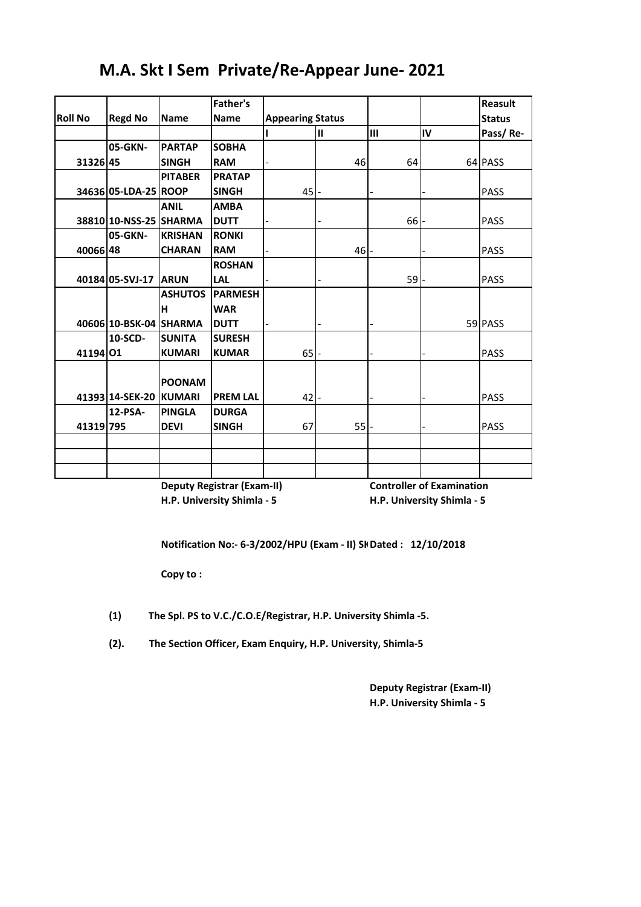# M.A. Skt I Sem Private/Re-Appear June- 2021

| Roll No | Regd No | Name | Father's Name | Appearing Status | | | | Reasult Status |
|---|---|---|---|---|---|---|---|---|
| | | | | I | II | III | IV | Pass/ Re- |
| 31326 | 05-GKN-45 | PARTAP SINGH | SOBHA RAM | - | 46 | 64 | 64 | PASS |
| 34636 | 05-LDA-25 | PITABER ROOP | PRATAP SINGH | 45 | - | - | - | PASS |
| 38810 | 10-NSS-25 | ANIL SHARMA | AMBA DUTT | - | - | 66 | - | PASS |
| 40066 | 05-GKN-48 | KRISHAN CHARAN | RONKI RAM | - | 46 | - | - | PASS |
| 40184 | 05-SVJ-17 | ARUN | ROSHAN LAL | - | - | 59 | - | PASS |
| 40606 | 10-BSK-04 | ASHUTOSH SHARMA | PARMESHWAR DUTT | - | - | - | 59 | PASS |
| 41194 | 10-SCD-O1 | SUNITA KUMARI | SURESH KUMAR | 65 | - | - | - | PASS |
| 41393 | 14-SEK-20 | POONAM KUMARI | PREM LAL | 42 | - | - | - | PASS |
| 41319 | 12-PSA-795 | PINGLA DEVI | DURGA SINGH | 67 | 55 | - | - | PASS |
| | | | | | | | | |
| | | | | | | | | |
| | | | | | | | | |

**Deputy Registrar (Exam-II)**
**H.P. University Shimla - 5**

**Controller of Examination**
**H.P. University Shimla - 5**

**Notification No:- 6-3/2002/HPU (Exam - II) Sk Dated : 12/10/2018**

**Copy to :**

**(1)** The Spl. PS to V.C./C.O.E/Registrar, H.P. University Shimla -5.

**(2).** The Section Officer, Exam Enquiry, H.P. University, Shimla-5

**Deputy Registrar (Exam-II)**
**H.P. University Shimla - 5**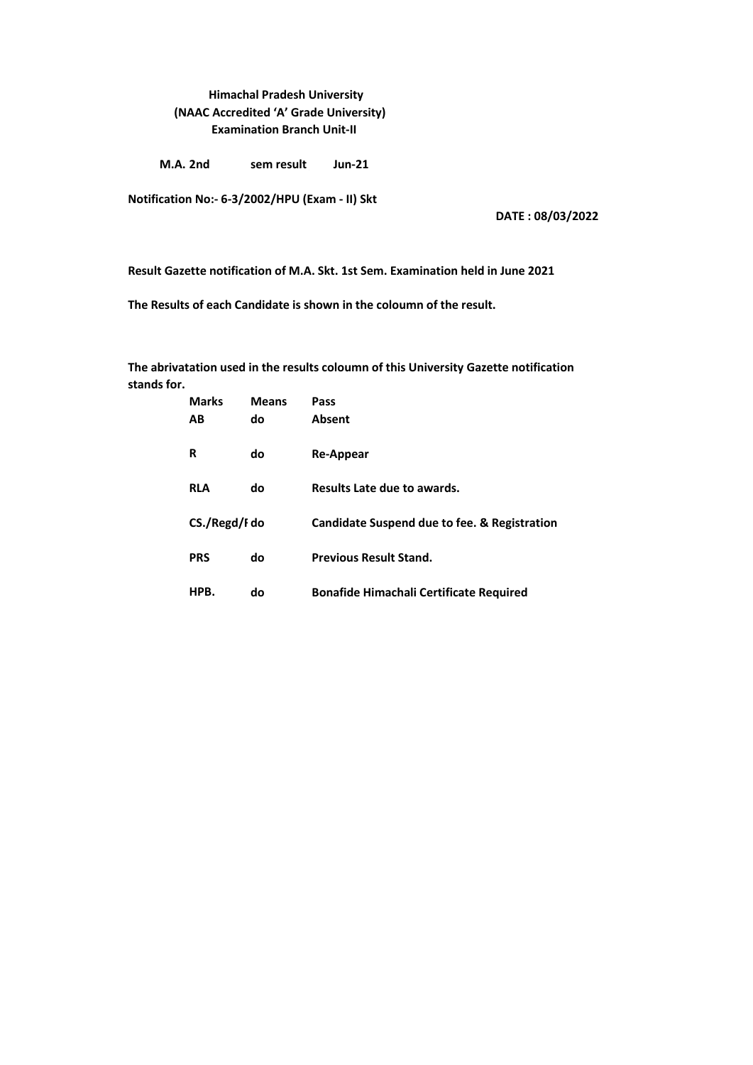**Himachal Pradesh University**
**(NAAC Accredited 'A' Grade University)**
**Examination Branch Unit-II**

**M.A. 2nd sem result Jun-21**

**Notification No:- 6-3/2002/HPU (Exam - II) Skt**

**DATE : 08/03/2022**

**Result Gazette notification of M.A. Skt. 1st Sem. Examination held in June 2021**

**The Results of each Candidate is shown in the coloumn of the result.**

**The abrivatation used in the results coloumn of this University Gazette notification stands for.**

| Marks | Means | Pass |
|---|---|---|
| AB | do | Absent |
| R | do | Re-Appear |
| RLA | do | Results Late due to awards. |
| CS./Regd/I | do | Candidate Suspend due to fee. & Registration |
| PRS | do | Previous Result Stand. |
| HPB. | do | Bonafide Himachali Certificate Required |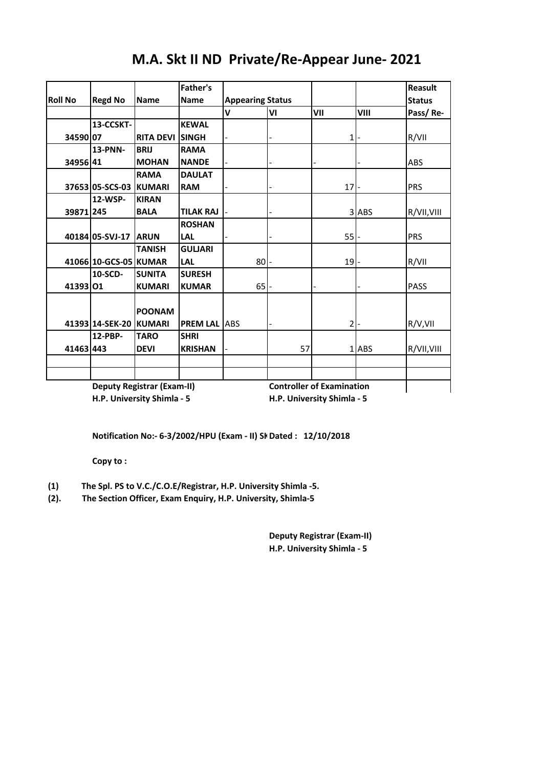# M.A. Skt II ND Private/Re-Appear June- 2021

| Roll No | Regd No | Name | Father's Name | Appearing Status | | | | Reasult Status |
|---|---|---|---|---|---|---|---|---|
| | | | | V | VI | VII | VIII | Pass/ Re- |
| 34590 | 13-CCSKT-07 | RITA DEVI | KEWAL SINGH | - | - | 1 | - | R/VII |
| 34956 | 13-PNN-41 | BRIJ MOHAN | RAMA NANDE | - | - | - | - | ABS |
| 37653 | 05-SCS-03 | RAMA KUMARI | DAULAT RAM | - | - | 17 | - | PRS |
| 39871 | 12-WSP-245 | KIRAN BALA | TILAK RAJ | - | - | 3 | ABS | R/VII,VIII |
| 40184 | 05-SVJ-17 | ARUN | ROSHAN LAL | - | - | 55 | - | PRS |
| 41066 | 10-GCS-05 | TANISH KUMAR | GULJARI LAL | 80 | - | 19 | - | R/VII |
| 41393 | 10-SCD-O1 | SUNITA KUMARI | SURESH KUMAR | 65 | - | - | - | PASS |
| 41393 | 14-SEK-20 | POONAM KUMARI | PREM LAL | ABS | - | 2 | - | R/V,VII |
| 41463 | 12-PBP-443 | TARO DEVI | SHRI KRISHAN | - | 57 | 1 | ABS | R/VII,VIII |
| | | | | | | | | |
| | | | | | | | | |

**Deputy Registrar (Exam-II)**
**H.P. University Shimla - 5**

**Controller of Examination**
**H.P. University Shimla - 5**

**Notification No:- 6-3/2002/HPU (Exam - II) Sk Dated : 12/10/2018**

**Copy to :**

**(1)** **The Spl. PS to V.C./C.O.E/Registrar, H.P. University Shimla -5.**
**(2).** **The Section Officer, Exam Enquiry, H.P. University, Shimla-5**

**Deputy Registrar (Exam-II)**
**H.P. University Shimla - 5**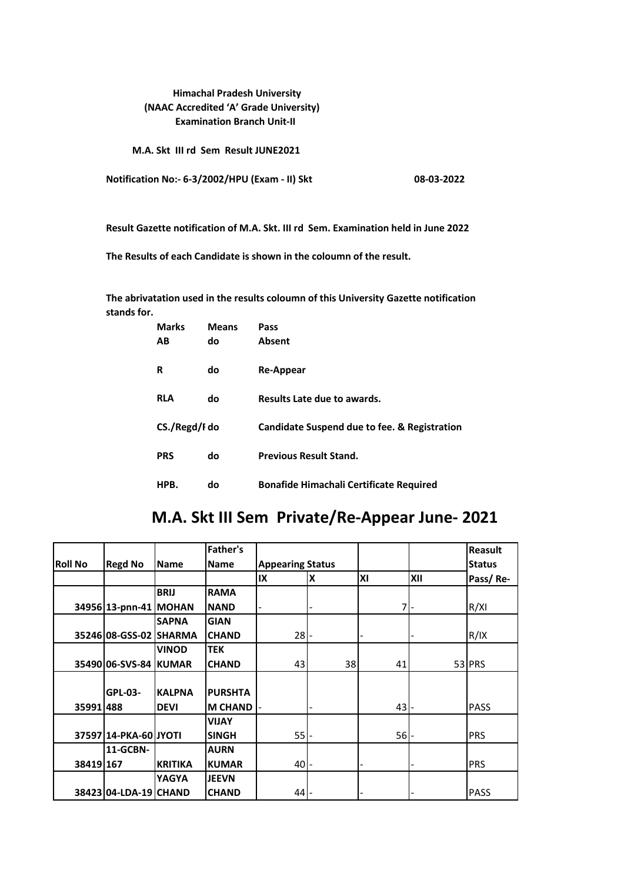**Himachal Pradesh University**
**(NAAC Accredited 'A' Grade University)**
**Examination Branch Unit-II**

**M.A. Skt III rd Sem Result JUNE2021**

**Notification No:- 6-3/2002/HPU (Exam - II) Skt** **08-03-2022**

**Result Gazette notification of M.A. Skt. III rd Sem. Examination held in June 2022**

**The Results of each Candidate is shown in the coloumn of the result.**

**The abrivatation used in the results coloumn of this University Gazette notification stands for.**

| Marks | Means | Pass |
|---|---|---|
| AB | do | Absent |
| R | do | Re-Appear |
| RLA | do | Results Late due to awards. |
| CS./Regd/F | do | Candidate Suspend due to fee. & Registration |
| PRS | do | Previous Result Stand. |
| HPB. | do | Bonafide Himachali Certificate Required |

## M.A. Skt III Sem Private/Re-Appear June- 2021

| Roll No | Regd No | Name | Father's Name | Appearing Status | | | | Reasult Status |
|---|---|---|---|---|---|---|---|---|
| | | | | IX | X | XI | XII | Pass/ Re- |
| 34956 | 13-pnn-41 | BRIJ MOHAN | RAMA NAND | - | - | 7 | - | R/XI |
| 35246 | 08-GSS-02 | SAPNA SHARMA | GIAN CHAND | 28 | - | - | - | R/IX |
| 35490 | 06-SVS-84 | VINOD KUMAR | TEK CHAND | 43 | 38 | 41 | 53 | PRS |
| 35991 | GPL-03-488 | KALPNA DEVI | PURSHTAM CHAND | - | - | 43 | - | PASS |
| 37597 | 14-PKA-60 | JYOTI | VIJAY SINGH | 55 | - | 56 | - | PRS |
| 38419 | 11-GCBN-167 | KRITIKA | AURN KUMAR | 40 | - | - | - | PRS |
| 38423 | 04-LDA-19 | YAGYA CHAND | JEEVN CHAND | 44 | - | - | - | PASS |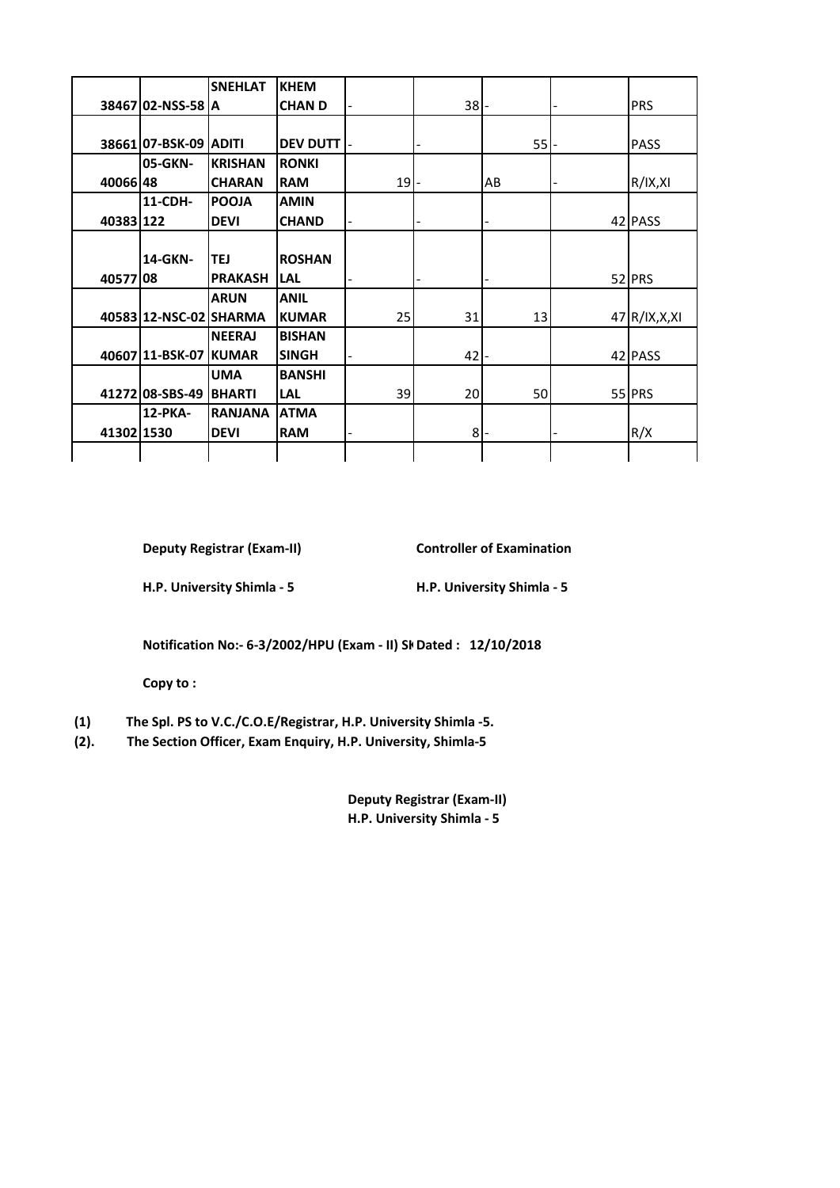| | | | | | | | | |
|---|---|---|---|---|---|---|---|---|
| 38467 | 02-NSS-58 | SNEHLATA | KHEM CHAN D | - | 38 | - | - | PRS |
| 38661 | 07-BSK-09 | ADITI | DEV DUTT | - | - | 55 | - | PASS |
| 40066 | 05-GKN-48 | KRISHAN CHARAN | RONKI RAM | 19 | - | AB | - | R/IX,XI |
| 40383 | 11-CDH-122 | POOJA DEVI | AMIN CHAND | - | - | - | 42 | PASS |
| 40577 | 14-GKN-08 | TEJ PRAKASH | ROSHAN LAL | - | - | - | 52 | PRS |
| 40583 | 12-NSC-02 | ARUN SHARMA | ANIL KUMAR | 25 | 31 | 13 | 47 | R/IX,X,XI |
| 40607 | 11-BSK-07 | NEERAJ KUMAR | BISHAN SINGH | - | 42 | - | 42 | PASS |
| 41272 | 08-SBS-49 | UMA BHARTI | BANSHI LAL | 39 | 20 | 50 | 55 | PRS |
| 41302 | 12-PKA-1530 | RANJANA DEVI | ATMA RAM | - | 8 | - | - | R/X |

**Deputy Registrar (Exam-II)**
**H.P. University Shimla - 5**

**Controller of Examination**
**H.P. University Shimla - 5**

**Notification No:- 6-3/2002/HPU (Exam - II) SI Dated : 12/10/2018**

**Copy to :**

**(1)** The Spl. PS to V.C./C.O.E/Registrar, H.P. University Shimla -5.

**(2).** The Section Officer, Exam Enquiry, H.P. University, Shimla-5

**Deputy Registrar (Exam-II)**
**H.P. University Shimla - 5**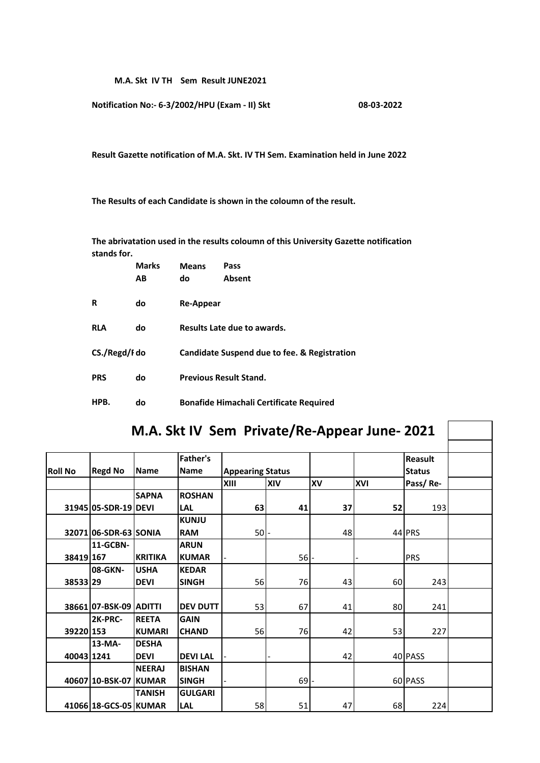**M.A. Skt IV TH Sem Result JUNE2021**

**Notification No:- 6-3/2002/HPU (Exam - II) Skt 08-03-2022**

**Result Gazette notification of M.A. Skt. IV TH Sem. Examination held in June 2022**

**The Results of each Candidate is shown in the coloumn of the result.**

**The abrivatation used in the results coloumn of this University Gazette notification stands for.**

| | | | |
|---|---|---|---|
| | **Marks** | **Means** | **Pass** |
| | **AB** | **do** | **Absent** |
| **R** | **do** | **Re-Appear** | |
| **RLA** | **do** | **Results Late due to awards.** | |
| **CS./Regd/F** | **do** | **Candidate Suspend due to fee. & Registration** | |
| **PRS** | **do** | **Previous Result Stand.** | |
| **HPB.** | **do** | **Bonafide Himachali Certificate Required** | |

## M.A. Skt IV Sem Private/Re-Appear June- 2021

| Roll No | Regd No | Name | Father's Name | Appearing Status | | | | Reasult Status | |
|---|---|---|---|---|---|---|---|---|---|
| | | | | XIII | XIV | XV | XVI | Pass/ Re- | |
| 31945 | 05-SDR-19 | SAPNA DEVI | ROSHAN LAL | **63** | **41** | **37** | **52** | 193 | |
| 32071 | 06-SDR-63 | SONIA | KUNJU RAM | 50 | - | 48 | 44 | PRS | |
| 38419 | 11-GCBN-167 | KRITIKA | ARUN KUMAR | - | 56 | - | - | PRS | |
| 38533 | 08-GKN-29 | USHA DEVI | KEDAR SINGH | 56 | 76 | 43 | 60 | 243 | |
| 38661 | 07-BSK-09 | ADITTI | DEV DUTT | 53 | 67 | 41 | 80 | 241 | |
| 39220 | 2K-PRC-153 | REETA KUMARI | GAIN CHAND | 56 | 76 | 42 | 53 | 227 | |
| 40043 | 13-MA-1241 | DESHA DEVI | DEVI LAL | - | - | 42 | 40 | PASS | |
| 40607 | 10-BSK-07 | NEERAJ KUMAR | BISHAN SINGH | - | 69 | - | 60 | PASS | |
| 41066 | 18-GCS-05 | TANISH KUMAR | GULGARI LAL | 58 | 51 | 47 | 68 | 224 | |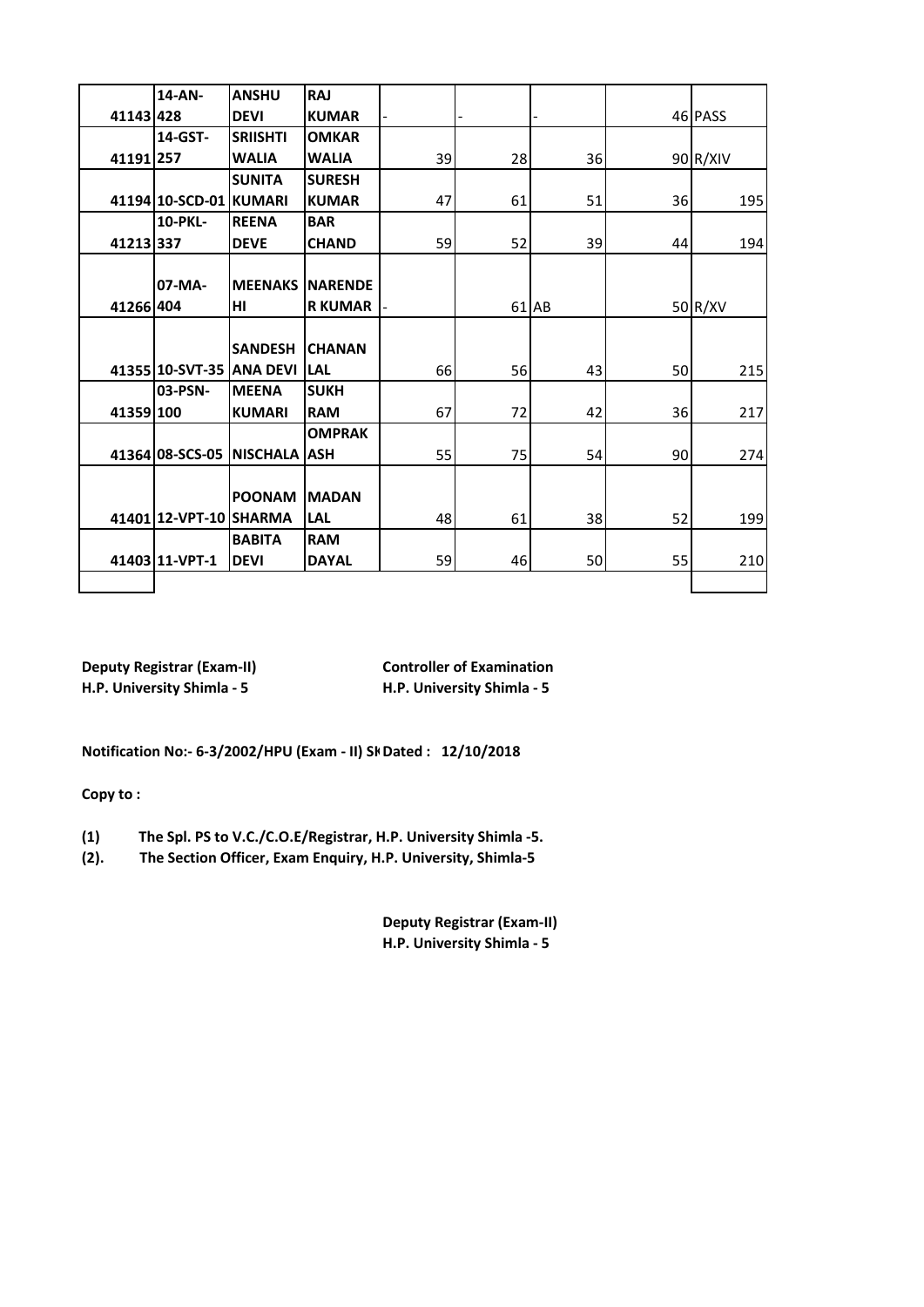| | | | | | | | | |
|---|---|---|---|---|---|---|---|---|
| 41143 | 14-AN-428 | ANSHU DEVI | RAJ KUMAR | - | - | - | 46 | PASS |
| 41191 | 14-GST-257 | SRIISHTI WALIA | OMKAR WALIA | 39 | 28 | 36 | 90 | R/XIV |
| 41194 | 10-SCD-01 | SUNITA KUMARI | SURESH KUMAR | 47 | 61 | 51 | 36 | 195 |
| 41213 | 10-PKL-337 | REENA DEVE | BAR CHAND | 59 | 52 | 39 | 44 | 194 |
| 41266 | 07-MA-404 | MEENAKSHI | NARENDER KUMAR | - | 61 | AB | 50 | R/XV |
| 41355 | 10-SVT-35 | SANDESH ANA DEVI | CHANAN LAL | 66 | 56 | 43 | 50 | 215 |
| 41359 | 03-PSN-100 | MEENA KUMARI | SUKH RAM | 67 | 72 | 42 | 36 | 217 |
| 41364 | 08-SCS-05 | NISCHALA | OMPRAKASH | 55 | 75 | 54 | 90 | 274 |
| 41401 | 12-VPT-10 | POONAM SHARMA | MADAN LAL | 48 | 61 | 38 | 52 | 199 |
| 41403 | 11-VPT-1 | BABITA DEVI | RAM DAYAL | 59 | 46 | 50 | 55 | 210 |
| | | | | | | | | |

**Deputy Registrar (Exam-II)**
**H.P. University Shimla - 5**

**Controller of Examination**
**H.P. University Shimla - 5**

**Notification No:- 6-3/2002/HPU (Exam - II) Sh Dated : 12/10/2018**

**Copy to :**

**(1)** The Spl. PS to V.C./C.O.E/Registrar, H.P. University Shimla -5.

**(2).** The Section Officer, Exam Enquiry, H.P. University, Shimla-5

**Deputy Registrar (Exam-II)**
**H.P. University Shimla - 5**